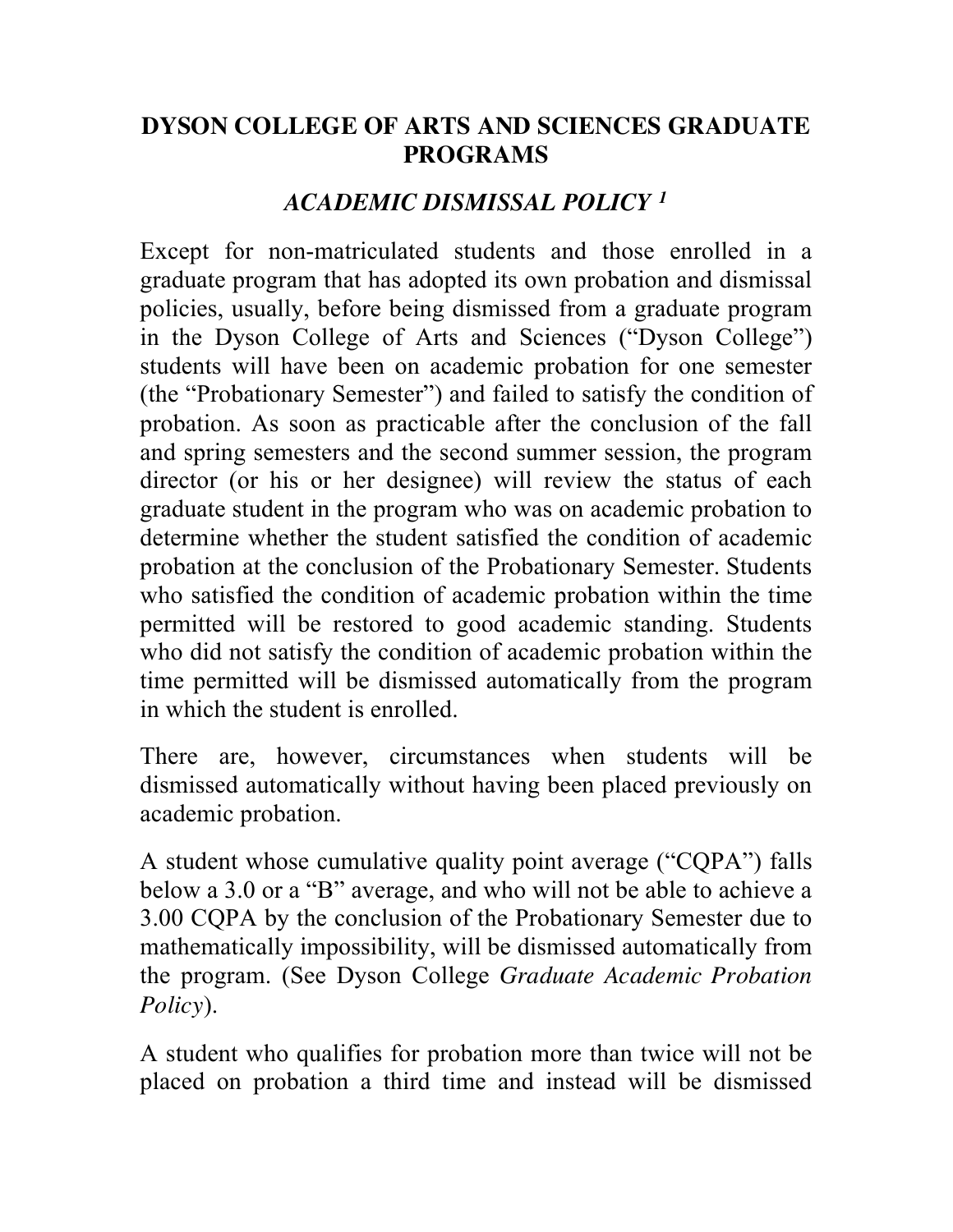# DYSON COLLEGE OF ARTS AND SCIENCES GRADUATE PROGRAMS

## *ACADEMIC DISMISSAL POLICY* [1]

Except for non-matriculated students and those enrolled in a graduate program that has adopted its own probation and dismissal policies, usually, before being dismissed from a graduate program in the Dyson College of Arts and Sciences ("Dyson College") students will have been on academic probation for one semester (the "Probationary Semester") and failed to satisfy the condition of probation. As soon as practicable after the conclusion of the fall and spring semesters and the second summer session, the program director (or his or her designee) will review the status of each graduate student in the program who was on academic probation to determine whether the student satisfied the condition of academic probation at the conclusion of the Probationary Semester. Students who satisfied the condition of academic probation within the time permitted will be restored to good academic standing. Students who did not satisfy the condition of academic probation within the time permitted will be dismissed automatically from the program in which the student is enrolled.

There are, however, circumstances when students will be dismissed automatically without having been placed previously on academic probation.

A student whose cumulative quality point average ("CQPA") falls below a 3.0 or a "B" average, and who will not be able to achieve a 3.00 CQPA by the conclusion of the Probationary Semester due to mathematically impossibility, will be dismissed automatically from the program. (See Dyson College *Graduate Academic Probation Policy*).

A student who qualifies for probation more than twice will not be placed on probation a third time and instead will be dismissed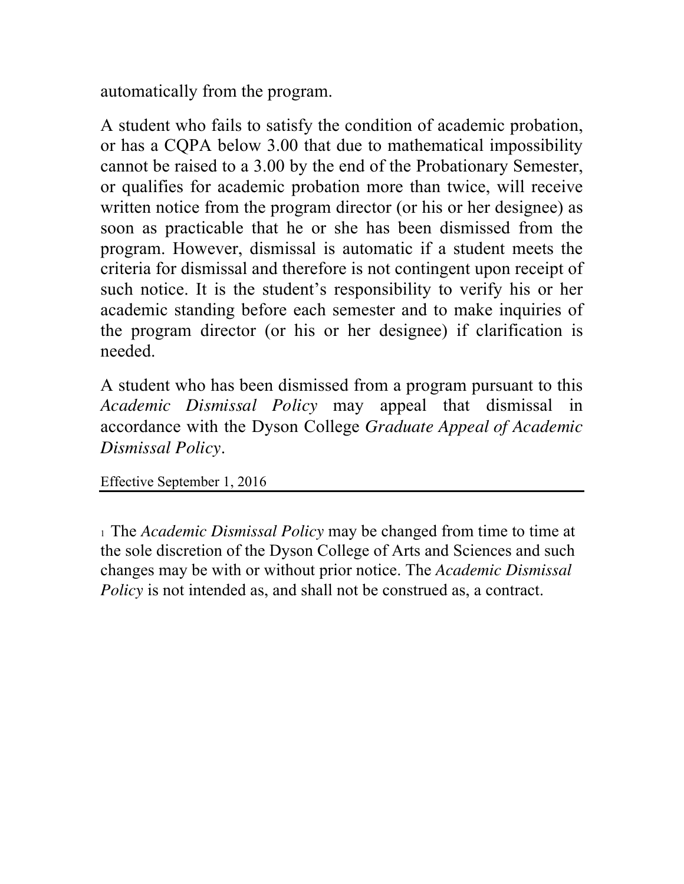automatically from the program.

A student who fails to satisfy the condition of academic probation, or has a CQPA below 3.00 that due to mathematical impossibility cannot be raised to a 3.00 by the end of the Probationary Semester, or qualifies for academic probation more than twice, will receive written notice from the program director (or his or her designee) as soon as practicable that he or she has been dismissed from the program. However, dismissal is automatic if a student meets the criteria for dismissal and therefore is not contingent upon receipt of such notice. It is the student's responsibility to verify his or her academic standing before each semester and to make inquiries of the program director (or his or her designee) if clarification is needed.

A student who has been dismissed from a program pursuant to this *Academic Dismissal Policy* may appeal that dismissal in accordance with the Dyson College *Graduate Appeal of Academic Dismissal Policy*.

Effective September 1, 2016

---

[1] The *Academic Dismissal Policy* may be changed from time to time at the sole discretion of the Dyson College of Arts and Sciences and such changes may be with or without prior notice. The *Academic Dismissal Policy* is not intended as, and shall not be construed as, a contract.